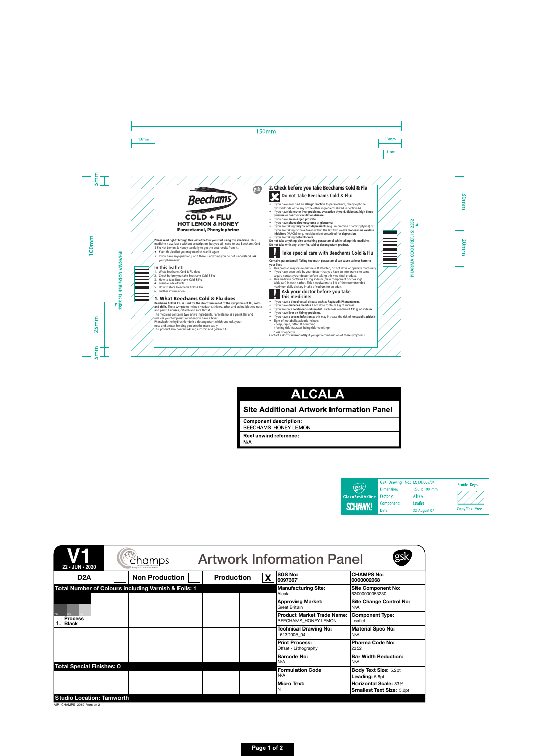150mm

13mm

13mm

8mm

5mm

100mm

25mm

5mm

30mm

20mm

PHARMA CODE REF. IS: 2352

**Beechams**

**COLD + FLU**
**HOT LEMON & HONEY**
**Paracetamol, Phenylephrine**

**Please read right through this leaflet before you start using this medicine.** This medicine is available without prescription, but you still need to use Beechams Cold & Flu Hot Lemon & Honey carefully to get the best results from it.

- Keep this leaflet you may need to read it again.
- If you have any questions, or if there is anything you do not understand, ask your pharmacist.

## In this leaflet:

1. What Beechams Cold & Flu does
2. Check before you take Beechams Cold & Flu
3. How to take Beechams Cold & Flu
4. Possible side effects
5. How to store Beechams Cold & Flu
6. Further information

## 1. What Beechams Cold & Flu does

**Beechams Cold & Flu is used for the short term relief of the symptoms of flu, colds and chills.** These symptoms include headache, shivers, aches and pains, blocked nose and painful sinuses, catarrh and sore throat.

The medicine contains two active ingredients. Paracetamol is a painkiller and reduces your temperature when you have a fever.

Phenylephrine hydrochloride is a decongestant which unblocks your nose and sinuses helping you breathe more easily.

This product also contains 40 mg ascorbic acid (vitamin C).

## 2. Check before you take Beechams Cold & Flu

### Do not take Beechams Cold & Flu:

- If you have ever had an **allergic reaction** to paracetamol, phenylephrine hydrochloride or to any of the other ingredients (listed in Section 6)
- If you have **kidney** or **liver problems, overactive thyroid, diabetes, high blood pressure** or **heart** or **circulation disease**
- If you have **an enlarged prostate.**
- If you have **phaeochromocytoma** or **glaucoma**
- If you are taking **tricyclic antidepressants** (e.g. imipramine or amitriptyline) or if you are taking or have taken within the last two weeks **monoamine oxidase inhibitors** (MAOIs) (e.g. moclobemide) prescribed for **depression**
- If you are taking **beta blockers.**

**Do not take anything else containing paracetamol while taking this medicine.**
**Do not take with any other flu, cold or decongestant product.**

### Take special care with Beechams Cold & Flu

**Contains paracetamol. Taking too much paracetamol can cause serious harm to your liver.**

- This product may cause dizziness. If affected, do not drive or operate machinery.
- If you have been told by your doctor that you have an intolerance to some sugars, contact your doctor before taking this medicinal product.
- This medicine contains 136 mg sodium (main component of cooking/table salt) in each sachet. This is equivalent to 6% of the recommended maximum daily dietary intake of sodium for an adult.

### Ask your doctor before you take this medicine:

- If you have a **blood vessel disease** such as **Raynaud's Phenomenon.**
- If you have **diabetes mellitus.** Each dose contains 4 g of sucrose.
- If you are on a **controlled-sodium diet.** Each dose contains **0.136 g of sodium.**
- If you have **liver** or **kidney problems.**
- If you have a **severe infection** as this may increase the risk of **metabolic acidosis.**
- Signs of metabolic acidosis include:
  - deep, rapid, difficult breathing
  - feeling sick (nausea), being sick (vomiting)
  - loss of appetite

Contact a doctor **immediately** if you get a combination of these symptoms.

PHARMA CODE REF. IS: 2352

# ALCALA

**Site Additional Artwork Information Panel**

**Component description:**
BEECHAMS_HONEY LEMON

**Reel unwind reference:**
N/A

| GlaxoSmithKline SCHAWK! | | |
|---|---|---|
| GSK Drawing No.: | L613D005/04 | Profile Keys: |
| Dimensions: | 150 x 100 mm | |
| Factory: | Alcala | |
| Component: | Leaflet | Copy/Text Free |
| Date: | 22 August 07 | |

# V1 — 22 - JUN - 2020 — champs — Artwork Information Panel — gsk

| D2A | Non Production | Production X |
|---|---|---|

**Total Number of Colours including Varnish & Foils: 1**

1. Process Black

**Total Special Finishes: 0**

**Studio Location: Tamworth**

| | |
|---|---|
| **SGS No:** 6097367 | **CHAMPS No:** 0000002068 |
| **Manufacturing Site:** Alcala | **Site Component No:** 62000000053230 |
| **Approving Market:** Great Britain | **Site Change Control No:** N/A |
| **Product Market Trade Name:** BEECHAMS_HONEY LEMON | **Component Type:** Leaflet |
| **Technical Drawing No:** L613D005_04 | **Material Spec No:** N/A |
| **Print Process:** Offset - Lithography | **Pharma Code No:** 2352 |
| **Barcode No:** N/A | **Bar Width Reduction:** N/A |
| **Formulation Code** N/A | **Body Text Size:** 5.2pt **Leading:** 5.8pt |
| **Micro Text:** N | **Horizontal Scale:** 83% **Smallest Text Size:** 5.2pt |

AIP_CHAMPS_2019_Version 2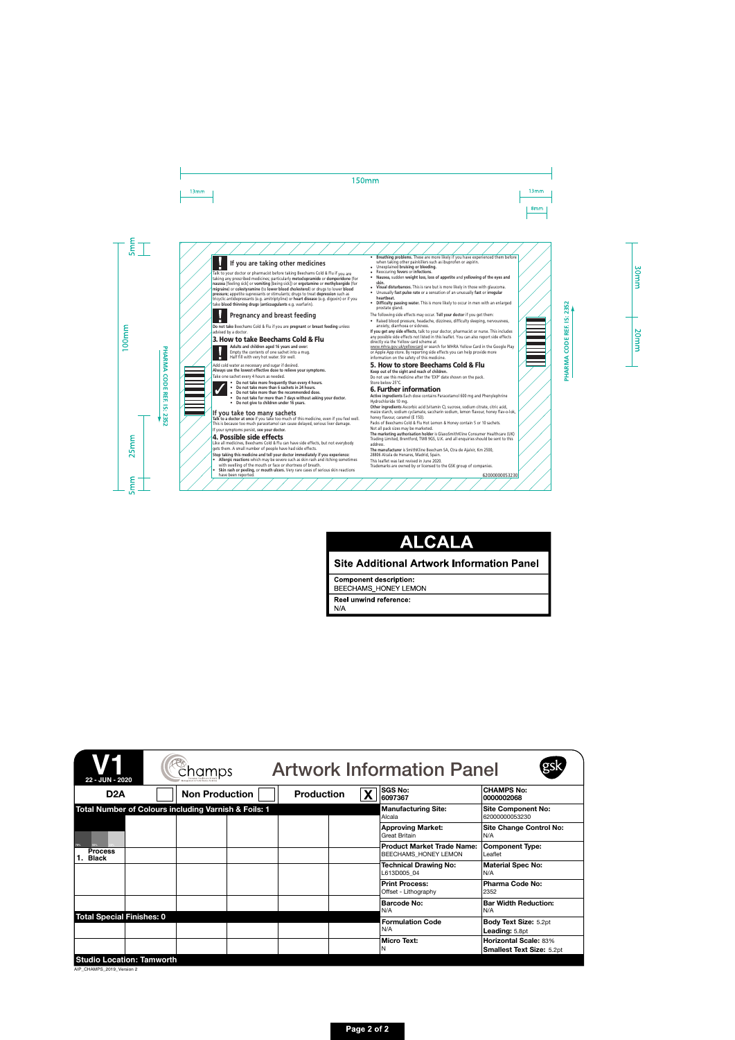150mm

13mm

13mm

8mm

5mm

100mm

25mm

5mm

30mm

20mm

PHARMA CODE REF. IS: 2352

## If you are taking other medicines

Talk to your doctor or pharmacist before taking Beechams Cold & Flu if you are taking any prescribed medicines; particularly **metoclopramide** or **domperidone** (for **nausea** [feeling sick] or **vomiting** [being sick]) or **ergotamine** or **methylsergide** (for **migraine**) or **colestyramine** (to **lower blood cholesterol**) or drugs to lower **blood pressure;** appetite suppressants or stimulants; drugs to treat **depression** such as tricyclic antidepressants (e.g. amitriptyline) or **heart disease** (e.g. digoxin) or if you take **blood thinning drugs** (**anticoagulants** e.g. warfarin).

## Pregnancy and breast feeding

**Do not take** Beechams Cold & Flu if you are **pregnant** or **breast feeding** unless advised by a doctor.

## 3. How to take Beechams Cold & Flu

**Adults and children aged 16 years and over:**
Empty the contents of one sachet into a mug.
Half fill with very hot water. Stir well.

Add cold water as necessary and sugar if desired.
**Always use the lowest effective dose to relieve your symptoms.**
Take one sachet every 4 hours as needed.

- **Do not take more frequently than every 4 hours.**
- **Do not take more than 6 sachets in 24 hours.**
- **Do not take more than the recommended dose.**
- **Do not take for more than 7 days without asking your doctor.**
- **Do not give to children under 16 years.**

## If you take too many sachets

**Talk to a doctor at once** if you take too much of this medicine, even if you feel well. This is because too much paracetamol can cause delayed, serious liver damage.
If your symptoms persist, **see your doctor.**

## 4. Possible side effects

Like all medicines, Beechams Cold & Flu can have side effects, but not everybody gets them. A small number of people have had side effects.
**Stop taking this medicine and tell your doctor immediately if you experience:**

- **Allergic reactions** which may be severe such as skin rash and itching sometimes with swelling of the mouth or face or shortness of breath.
- **Skin rash or peeling,** or **mouth ulcers.** Very rare cases of serious skin reactions have been reported.
- **Breathing problems.** These are more likely if you have experienced them before when taking other painkillers such as ibuprofen or aspirin.
- Unexplained **bruising** or **bleeding.**
- Reoccurring **fevers** or **infections.**
- **Nausea,** sudden **weight loss, loss of appetite** and **yellowing of the eyes and skin.**
- **Visual disturbances.** This is rare but is more likely in those with glaucoma.
- Unusually **fast pulse rate** or a sensation of an unusually **fast** or **irregular heartbeat.**
- **Difficulty passing water.** This is more likely to occur in men with an enlarged prostate gland.

The following side effects may occur. **Tell your doctor** if you get them:

- Raised blood pressure, headache, dizziness, difficulty sleeping, nervousness, anxiety, diarrhoea or sickness.

**If you get any side effects,** talk to your doctor, pharmacist or nurse. This includes any possible side effects not listed in this leaflet. You can also report side effects directly via the Yellow card scheme at:
www.mhra.gov.uk/yellowcard or search for MHRA Yellow Card in the Google Play or Apple App store. By reporting side effects you can help provide more information on the safety of this medicine.

## 5. How to store Beechams Cold & Flu

**Keep out of the sight and reach of children.**
Do not use this medicine after the 'EXP' date shown on the pack.
Store below 25°C.

## 6. Further information

**Active ingredients** Each dose contains Paracetamol 600 mg and Phenylephrine Hydrochloride 10 mg.
**Other ingredients** Ascorbic acid (vitamin C), sucrose, sodium citrate, citric acid, maize starch, sodium cyclamate, saccharin sodium, lemon flavour, honey flav-o-lok, honey flavour, caramel (E 150).
Packs of Beechams Cold & Flu Hot Lemon & Honey contain 5 or 10 sachets.
Not all pack sizes may be marketed.
**The marketing authorisation holder** is GlaxoSmithKline Consumer Healthcare (UK) Trading Limited, Brentford, TW8 9GS, U.K. and all enquiries should be sent to this address.
**The manufacturer** is SmithKline Beecham SA, Ctra de Ajalvir, Km 2500, 28806 Alcalá de Henares, Madrid, Spain.
This leaflet was last revised in June 2020.
Trademarks are owned by or licensed to the GSK group of companies.

62000000053230

# ALCALA

## Site Additional Artwork Information Panel

**Component description:**
BEECHAMS_HONEY LEMON

**Reel unwind reference:**
N/A

# V1
22 - JUN - 2020

champs

# Artwork Information Panel

gsk

| D2A | | Non Production | | Production | X | **SGS No:** 6097367 | **CHAMPS No:** 0000002068 |
|---|---|---|---|---|---|---|---|
| **Total Number of Colours including Varnish & Foils: 1** | | | | | | **Manufacturing Site:** Alcala | **Site Component No:** 62000000053230 |
| | | | | | | **Approving Market:** Great Britain | **Site Change Control No:** N/A |
| **Process** 1. **Black** | | | | | | **Product Market Trade Name:** BEECHAMS_HONEY LEMON | **Component Type:** Leaflet |
| | | | | | | **Technical Drawing No:** L613D005_04 | **Material Spec No:** N/A |
| | | | | | | **Print Process:** Offset - Lithography | **Pharma Code No:** 2352 |
| **Total Special Finishes: 0** | | | | | | **Barcode No:** N/A | **Bar Width Reduction:** N/A |
| | | | | | | **Formulation Code** N/A | **Body Text Size:** 5.2pt **Leading:** 5.8pt |
| | | | | | | **Micro Text:** N | **Horizontal Scale:** 83% **Smallest Text Size:** 5.2pt |
| **Studio Location: Tamworth** | | | | | | | |

AIP_CHAMPS_2019_Version 2